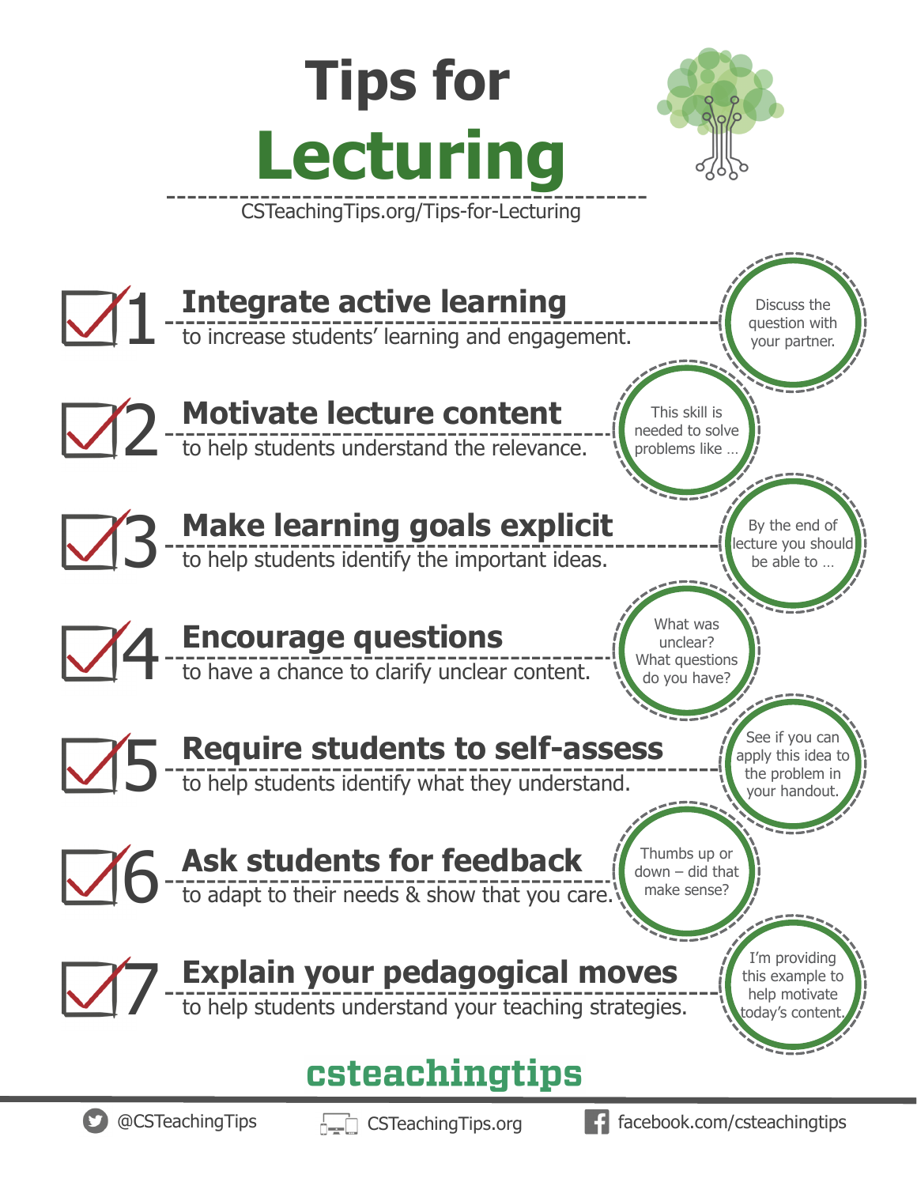# Tips for Lecturing

CSTeachingTips.org/Tips-for-Lecturing

## 1 Integrate active learning

to increase students' learning and engagement.

> Discuss the question with your partner.

## 2 Motivate lecture content

to help students understand the relevance.

> This skill is needed to solve problems like …

## 3 Make learning goals explicit

to help students identify the important ideas.

> By the end of lecture you should be able to …

## 4 Encourage questions

to have a chance to clarify unclear content.

> What was unclear? What questions do you have?

## 5 Require students to self-assess

to help students identify what they understand.

> See if you can apply this idea to the problem in your handout.

## 6 Ask students for feedback

to adapt to their needs & show that you care.

> Thumbs up or down – did that make sense?

## 7 Explain your pedagogical moves

to help students understand your teaching strategies.

> I'm providing this example to help motivate today's content.

**csteachingtips**

@CSTeachingTips | CSTeachingTips.org | facebook.com/csteachingtips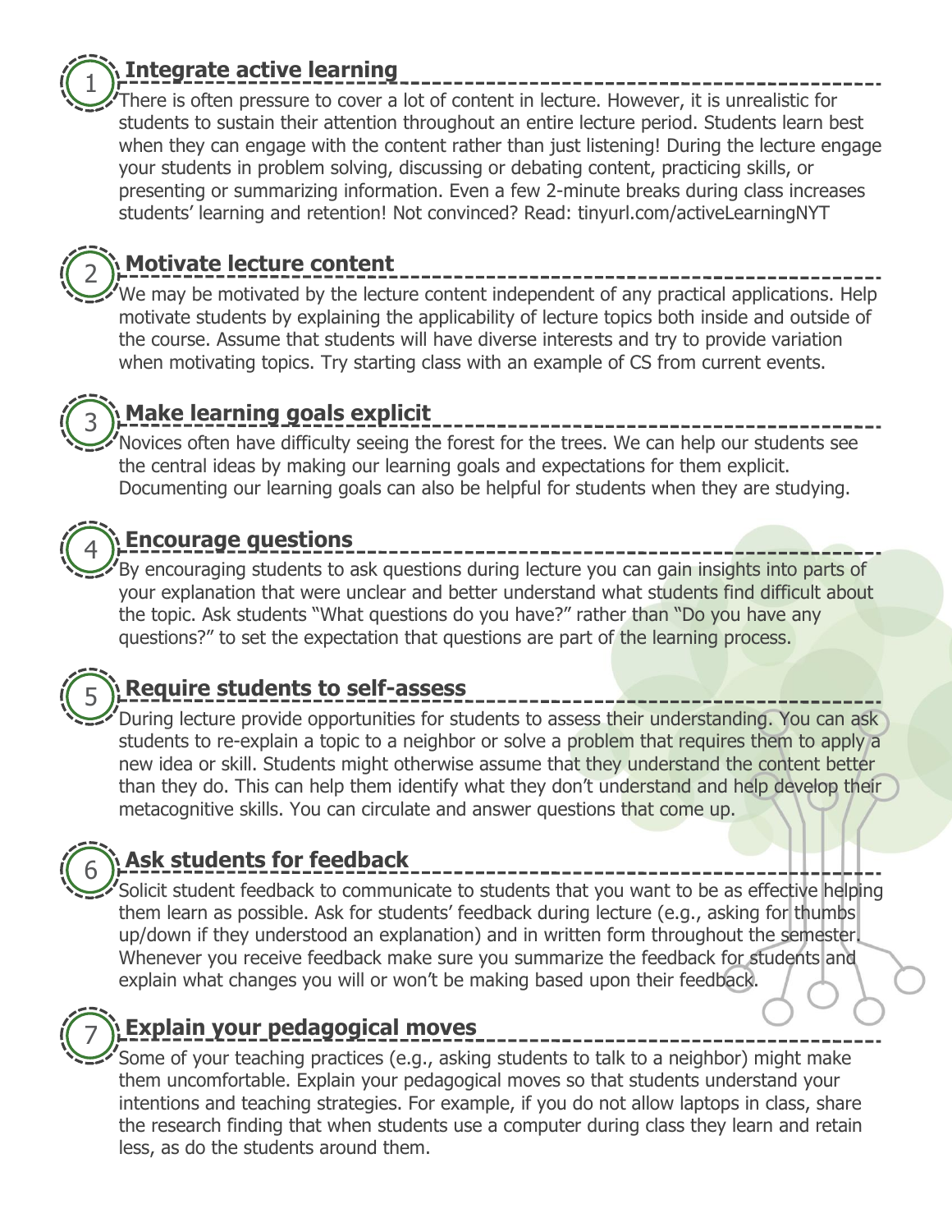## 1 Integrate active learning

There is often pressure to cover a lot of content in lecture. However, it is unrealistic for students to sustain their attention throughout an entire lecture period. Students learn best when they can engage with the content rather than just listening! During the lecture engage your students in problem solving, discussing or debating content, practicing skills, or presenting or summarizing information. Even a few 2-minute breaks during class increases students' learning and retention! Not convinced? Read: tinyurl.com/activeLearningNYT

## 2 Motivate lecture content

We may be motivated by the lecture content independent of any practical applications. Help motivate students by explaining the applicability of lecture topics both inside and outside of the course. Assume that students will have diverse interests and try to provide variation when motivating topics. Try starting class with an example of CS from current events.

## 3 Make learning goals explicit

Novices often have difficulty seeing the forest for the trees. We can help our students see the central ideas by making our learning goals and expectations for them explicit. Documenting our learning goals can also be helpful for students when they are studying.

## 4 Encourage questions

By encouraging students to ask questions during lecture you can gain insights into parts of your explanation that were unclear and better understand what students find difficult about the topic. Ask students "What questions do you have?" rather than "Do you have any questions?" to set the expectation that questions are part of the learning process.

## 5 Require students to self-assess

During lecture provide opportunities for students to assess their understanding. You can ask students to re-explain a topic to a neighbor or solve a problem that requires them to apply a new idea or skill. Students might otherwise assume that they understand the content better than they do. This can help them identify what they don't understand and help develop their metacognitive skills. You can circulate and answer questions that come up.

## 6 Ask students for feedback

Solicit student feedback to communicate to students that you want to be as effective helping them learn as possible. Ask for students' feedback during lecture (e.g., asking for thumbs up/down if they understood an explanation) and in written form throughout the semester. Whenever you receive feedback make sure you summarize the feedback for students and explain what changes you will or won't be making based upon their feedback.

## 7 Explain your pedagogical moves

Some of your teaching practices (e.g., asking students to talk to a neighbor) might make them uncomfortable. Explain your pedagogical moves so that students understand your intentions and teaching strategies. For example, if you do not allow laptops in class, share the research finding that when students use a computer during class they learn and retain less, as do the students around them.